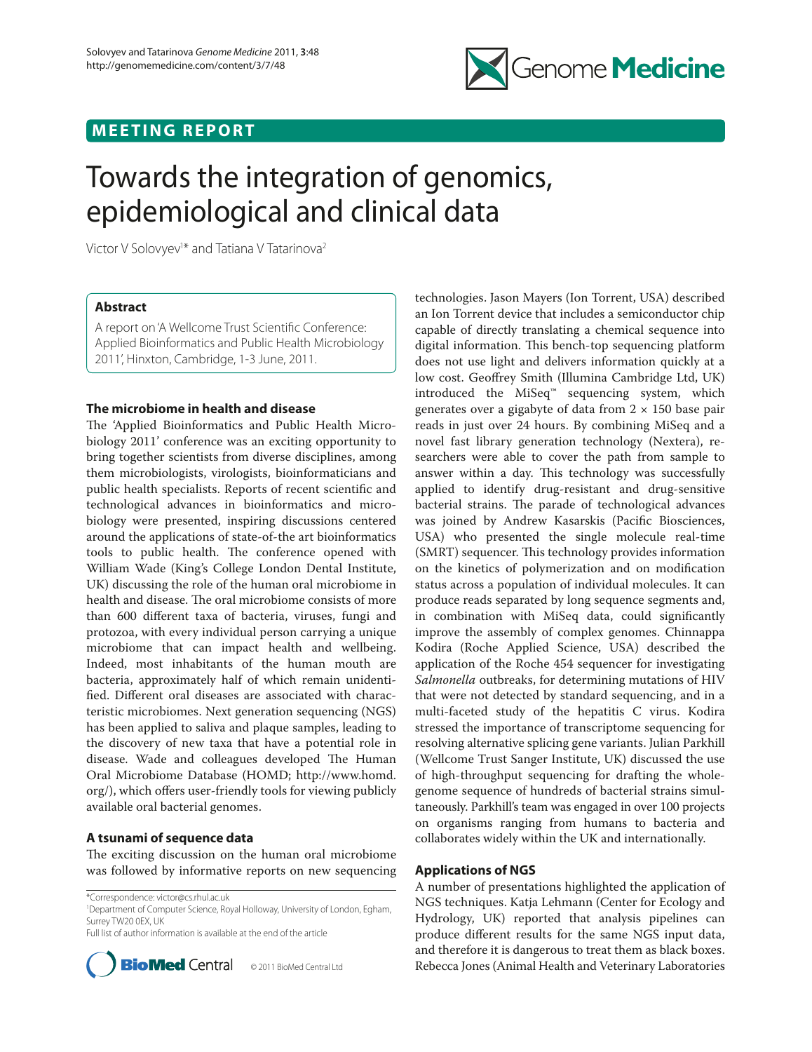MEETING REPORT

# Towards the integration of genomics, epidemiological and clinical data

Victor V Solovyev[1]* and Tatiana V Tatarinova[2]

## Abstract

A report on 'A Wellcome Trust Scientific Conference: Applied Bioinformatics and Public Health Microbiology 2011', Hinxton, Cambridge, 1-3 June, 2011.

## The microbiome in health and disease

The 'Applied Bioinformatics and Public Health Microbiology 2011' conference was an exciting opportunity to bring together scientists from diverse disciplines, among them microbiologists, virologists, bioinformaticians and public health specialists. Reports of recent scientific and technological advances in bioinformatics and microbiology were presented, inspiring discussions centered around the applications of state-of-the art bioinformatics tools to public health. The conference opened with William Wade (King's College London Dental Institute, UK) discussing the role of the human oral microbiome in health and disease. The oral microbiome consists of more than 600 different taxa of bacteria, viruses, fungi and protozoa, with every individual person carrying a unique microbiome that can impact health and wellbeing. Indeed, most inhabitants of the human mouth are bacteria, approximately half of which remain unidentified. Different oral diseases are associated with characteristic microbiomes. Next generation sequencing (NGS) has been applied to saliva and plaque samples, leading to the discovery of new taxa that have a potential role in disease. Wade and colleagues developed The Human Oral Microbiome Database (HOMD; http://www.homd.org/), which offers user-friendly tools for viewing publicly available oral bacterial genomes.

## A tsunami of sequence data

The exciting discussion on the human oral microbiome was followed by informative reports on new sequencing technologies. Jason Mayers (Ion Torrent, USA) described an Ion Torrent device that includes a semiconductor chip capable of directly translating a chemical sequence into digital information. This bench-top sequencing platform does not use light and delivers information quickly at a low cost. Geoffrey Smith (Illumina Cambridge Ltd, UK) introduced the MiSeq™ sequencing system, which generates over a gigabyte of data from 2 × 150 base pair reads in just over 24 hours. By combining MiSeq and a novel fast library generation technology (Nextera), researchers were able to cover the path from sample to answer within a day. This technology was successfully applied to identify drug-resistant and drug-sensitive bacterial strains. The parade of technological advances was joined by Andrew Kasarskis (Pacific Biosciences, USA) who presented the single molecule real-time (SMRT) sequencer. This technology provides information on the kinetics of polymerization and on modification status across a population of individual molecules. It can produce reads separated by long sequence segments and, in combination with MiSeq data, could significantly improve the assembly of complex genomes. Chinnappa Kodira (Roche Applied Science, USA) described the application of the Roche 454 sequencer for investigating *Salmonella* outbreaks, for determining mutations of HIV that were not detected by standard sequencing, and in a multi-faceted study of the hepatitis C virus. Kodira stressed the importance of transcriptome sequencing for resolving alternative splicing gene variants. Julian Parkhill (Wellcome Trust Sanger Institute, UK) discussed the use of high-throughput sequencing for drafting the whole-genome sequence of hundreds of bacterial strains simultaneously. Parkhill's team was engaged in over 100 projects on organisms ranging from humans to bacteria and collaborates widely within the UK and internationally.

## Applications of NGS

A number of presentations highlighted the application of NGS techniques. Katja Lehmann (Center for Ecology and Hydrology, UK) reported that analysis pipelines can produce different results for the same NGS input data, and therefore it is dangerous to treat them as black boxes. Rebecca Jones (Animal Health and Veterinary Laboratories

*Correspondence: victor@cs.rhul.ac.uk
[1]Department of Computer Science, Royal Holloway, University of London, Egham, Surrey TW20 0EX, UK
Full list of author information is available at the end of the article

© 2011 BioMed Central Ltd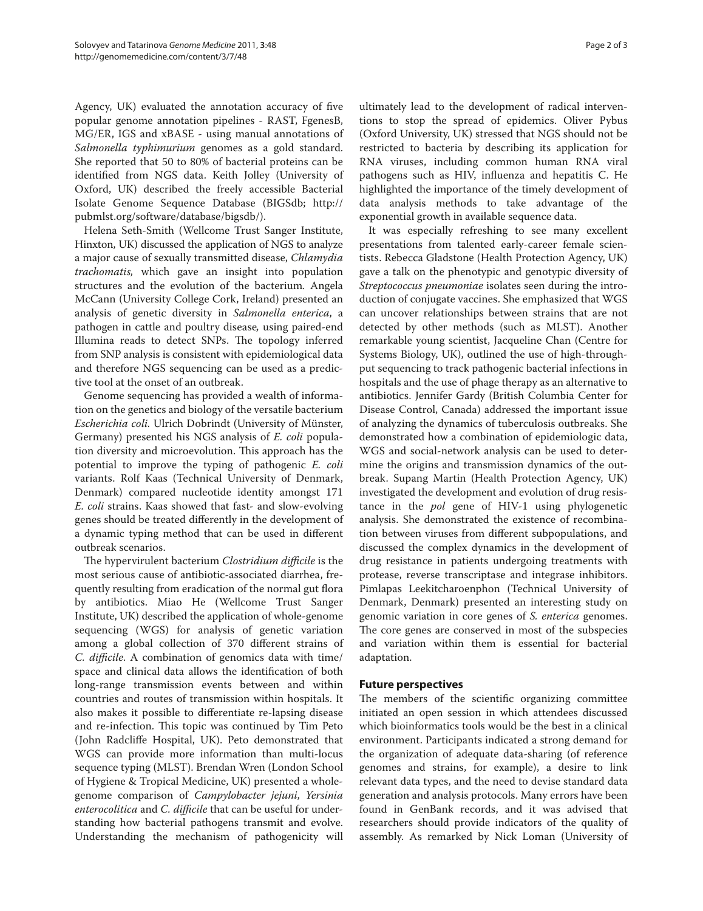Agency, UK) evaluated the annotation accuracy of five popular genome annotation pipelines - RAST, FgenesB, MG/ER, IGS and xBASE - using manual annotations of *Salmonella typhimurium* genomes as a gold standard. She reported that 50 to 80% of bacterial proteins can be identified from NGS data. Keith Jolley (University of Oxford, UK) described the freely accessible Bacterial Isolate Genome Sequence Database (BIGSdb; http://pubmlst.org/software/database/bigsdb/).

Helena Seth-Smith (Wellcome Trust Sanger Institute, Hinxton, UK) discussed the application of NGS to analyze a major cause of sexually transmitted disease, *Chlamydia trachomatis*, which gave an insight into population structures and the evolution of the bacterium. Angela McCann (University College Cork, Ireland) presented an analysis of genetic diversity in *Salmonella enterica*, a pathogen in cattle and poultry disease, using paired-end Illumina reads to detect SNPs. The topology inferred from SNP analysis is consistent with epidemiological data and therefore NGS sequencing can be used as a predictive tool at the onset of an outbreak.

Genome sequencing has provided a wealth of information on the genetics and biology of the versatile bacterium *Escherichia coli*. Ulrich Dobrindt (University of Münster, Germany) presented his NGS analysis of *E. coli* population diversity and microevolution. This approach has the potential to improve the typing of pathogenic *E. coli* variants. Rolf Kaas (Technical University of Denmark, Denmark) compared nucleotide identity amongst 171 *E. coli* strains. Kaas showed that fast- and slow-evolving genes should be treated differently in the development of a dynamic typing method that can be used in different outbreak scenarios.

The hypervirulent bacterium *Clostridium difficile* is the most serious cause of antibiotic-associated diarrhea, frequently resulting from eradication of the normal gut flora by antibiotics. Miao He (Wellcome Trust Sanger Institute, UK) described the application of whole-genome sequencing (WGS) for analysis of genetic variation among a global collection of 370 different strains of *C. difficile*. A combination of genomics data with time/space and clinical data allows the identification of both long-range transmission events between and within countries and routes of transmission within hospitals. It also makes it possible to differentiate re-lapsing disease and re-infection. This topic was continued by Tim Peto (John Radcliffe Hospital, UK). Peto demonstrated that WGS can provide more information than multi-locus sequence typing (MLST). Brendan Wren (London School of Hygiene & Tropical Medicine, UK) presented a whole-genome comparison of *Campylobacter jejuni*, *Yersinia enterocolitica* and *C. difficile* that can be useful for understanding how bacterial pathogens transmit and evolve. Understanding the mechanism of pathogenicity will ultimately lead to the development of radical interventions to stop the spread of epidemics. Oliver Pybus (Oxford University, UK) stressed that NGS should not be restricted to bacteria by describing its application for RNA viruses, including common human RNA viral pathogens such as HIV, influenza and hepatitis C. He highlighted the importance of the timely development of data analysis methods to take advantage of the exponential growth in available sequence data.

It was especially refreshing to see many excellent presentations from talented early-career female scientists. Rebecca Gladstone (Health Protection Agency, UK) gave a talk on the phenotypic and genotypic diversity of *Streptococcus pneumoniae* isolates seen during the introduction of conjugate vaccines. She emphasized that WGS can uncover relationships between strains that are not detected by other methods (such as MLST). Another remarkable young scientist, Jacqueline Chan (Centre for Systems Biology, UK), outlined the use of high-throughput sequencing to track pathogenic bacterial infections in hospitals and the use of phage therapy as an alternative to antibiotics. Jennifer Gardy (British Columbia Center for Disease Control, Canada) addressed the important issue of analyzing the dynamics of tuberculosis outbreaks. She demonstrated how a combination of epidemiologic data, WGS and social-network analysis can be used to determine the origins and transmission dynamics of the outbreak. Supang Martin (Health Protection Agency, UK) investigated the development and evolution of drug resistance in the *pol* gene of HIV-1 using phylogenetic analysis. She demonstrated the existence of recombination between viruses from different subpopulations, and discussed the complex dynamics in the development of drug resistance in patients undergoing treatments with protease, reverse transcriptase and integrase inhibitors. Pimlapas Leekitcharoenphon (Technical University of Denmark, Denmark) presented an interesting study on genomic variation in core genes of *S. enterica* genomes. The core genes are conserved in most of the subspecies and variation within them is essential for bacterial adaptation.

## Future perspectives

The members of the scientific organizing committee initiated an open session in which attendees discussed which bioinformatics tools would be the best in a clinical environment. Participants indicated a strong demand for the organization of adequate data-sharing (of reference genomes and strains, for example), a desire to link relevant data types, and the need to devise standard data generation and analysis protocols. Many errors have been found in GenBank records, and it was advised that researchers should provide indicators of the quality of assembly. As remarked by Nick Loman (University of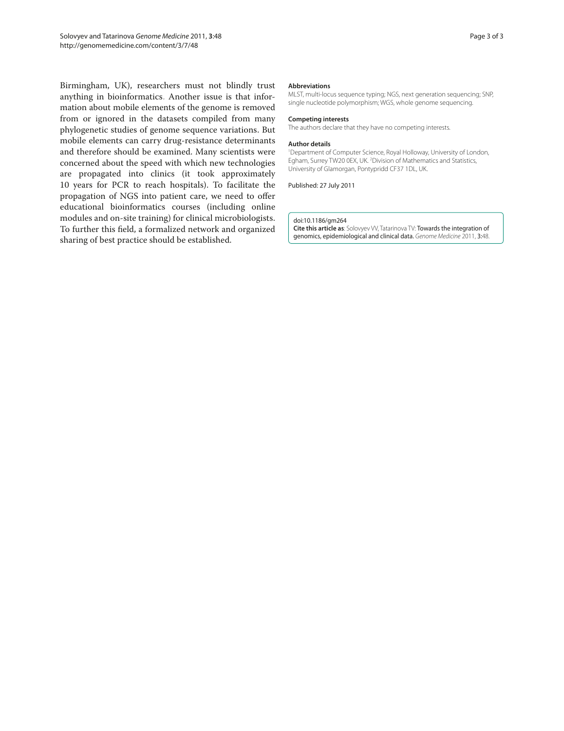Birmingham, UK), researchers must not blindly trust anything in bioinformatics. Another issue is that information about mobile elements of the genome is removed from or ignored in the datasets compiled from many phylogenetic studies of genome sequence variations. But mobile elements can carry drug-resistance determinants and therefore should be examined. Many scientists were concerned about the speed with which new technologies are propagated into clinics (it took approximately 10 years for PCR to reach hospitals). To facilitate the propagation of NGS into patient care, we need to offer educational bioinformatics courses (including online modules and on-site training) for clinical microbiologists. To further this field, a formalized network and organized sharing of best practice should be established.

#### Abbreviations

MLST, multi-locus sequence typing; NGS, next generation sequencing; SNP, single nucleotide polymorphism; WGS, whole genome sequencing.

#### Competing interests

The authors declare that they have no competing interests.

#### Author details

[1]Department of Computer Science, Royal Holloway, University of London, Egham, Surrey TW20 0EX, UK. [2]Division of Mathematics and Statistics, University of Glamorgan, Pontypridd CF37 1DL, UK.

Published: 27 July 2011

doi:10.1186/gm264

**Cite this article as**: Solovyev VV, Tatarinova TV: Towards the integration of genomics, epidemiological and clinical data. *Genome Medicine* 2011, **3**:48.